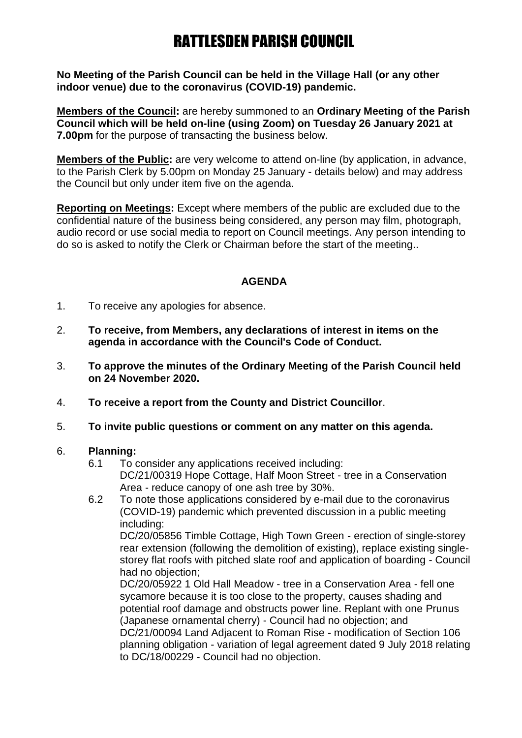# RATTLESDEN PARISH COUNCIL

**No Meeting of the Parish Council can be held in the Village Hall (or any other indoor venue) due to the coronavirus (COVID-19) pandemic.**

**Members of the Council:** are hereby summoned to an **Ordinary Meeting of the Parish Council which will be held on-line (using Zoom) on Tuesday 26 January 2021 at 7.00pm** for the purpose of transacting the business below.

**Members of the Public:** are very welcome to attend on-line (by application, in advance, to the Parish Clerk by 5.00pm on Monday 25 January - details below) and may address the Council but only under item five on the agenda.

**Reporting on Meetings:** Except where members of the public are excluded due to the confidential nature of the business being considered, any person may film, photograph, audio record or use social media to report on Council meetings. Any person intending to do so is asked to notify the Clerk or Chairman before the start of the meeting..

## AGENDA

1. To receive any apologies for absence.

2. **To receive, from Members, any declarations of interest in items on the agenda in accordance with the Council's Code of Conduct.**

3. **To approve the minutes of the Ordinary Meeting of the Parish Council held on 24 November 2020.**

4. **To receive a report from the County and District Councillor**.

5. **To invite public questions or comment on any matter on this agenda.**

6. **Planning:**
   6.1 To consider any applications received including:
   DC/21/00319 Hope Cottage, Half Moon Street - tree in a Conservation Area - reduce canopy of one ash tree by 30%.
   6.2 To note those applications considered by e-mail due to the coronavirus (COVID-19) pandemic which prevented discussion in a public meeting including:
   DC/20/05856 Timble Cottage, High Town Green - erection of single-storey rear extension (following the demolition of existing), replace existing single-storey flat roofs with pitched slate roof and application of boarding - Council had no objection;
   DC/20/05922 1 Old Hall Meadow - tree in a Conservation Area - fell one sycamore because it is too close to the property, causes shading and potential roof damage and obstructs power line. Replant with one Prunus (Japanese ornamental cherry) - Council had no objection; and
   DC/21/00094 Land Adjacent to Roman Rise - modification of Section 106 planning obligation - variation of legal agreement dated 9 July 2018 relating to DC/18/00229 - Council had no objection.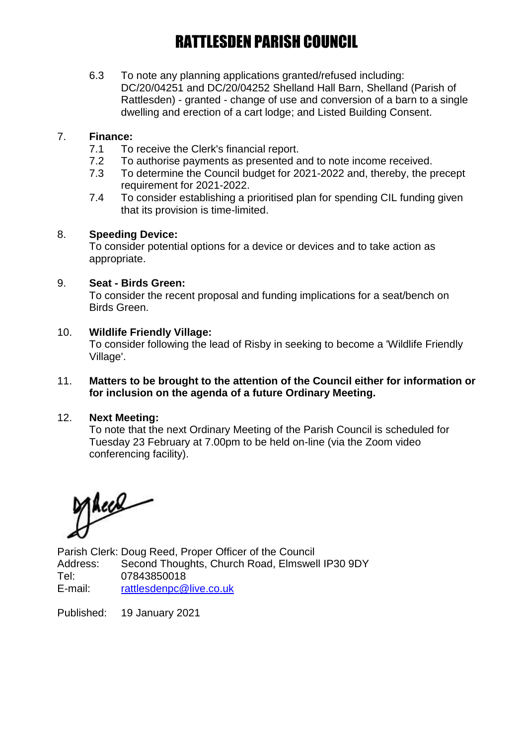6.3 To note any planning applications granted/refused including: DC/20/04251 and DC/20/04252 Shelland Hall Barn, Shelland (Parish of Rattlesden) - granted - change of use and conversion of a barn to a single dwelling and erection of a cart lodge; and Listed Building Consent.

7. **Finance:**

   7.1 To receive the Clerk's financial report.

   7.2 To authorise payments as presented and to note income received.

   7.3 To determine the Council budget for 2021-2022 and, thereby, the precept requirement for 2021-2022.

   7.4 To consider establishing a prioritised plan for spending CIL funding given that its provision is time-limited.

8. **Speeding Device:**

   To consider potential options for a device or devices and to take action as appropriate.

9. **Seat - Birds Green:**

   To consider the recent proposal and funding implications for a seat/bench on Birds Green.

10. **Wildlife Friendly Village:**

    To consider following the lead of Risby in seeking to become a 'Wildlife Friendly Village'.

11. **Matters to be brought to the attention of the Council either for information or for inclusion on the agenda of a future Ordinary Meeting.**

12. **Next Meeting:**

    To note that the next Ordinary Meeting of the Parish Council is scheduled for Tuesday 23 February at 7.00pm to be held on-line (via the Zoom video conferencing facility).

Parish Clerk: Doug Reed, Proper Officer of the Council
Address: Second Thoughts, Church Road, Elmswell IP30 9DY
Tel: 07843850018
E-mail: rattlesdenpc@live.co.uk

Published: 19 January 2021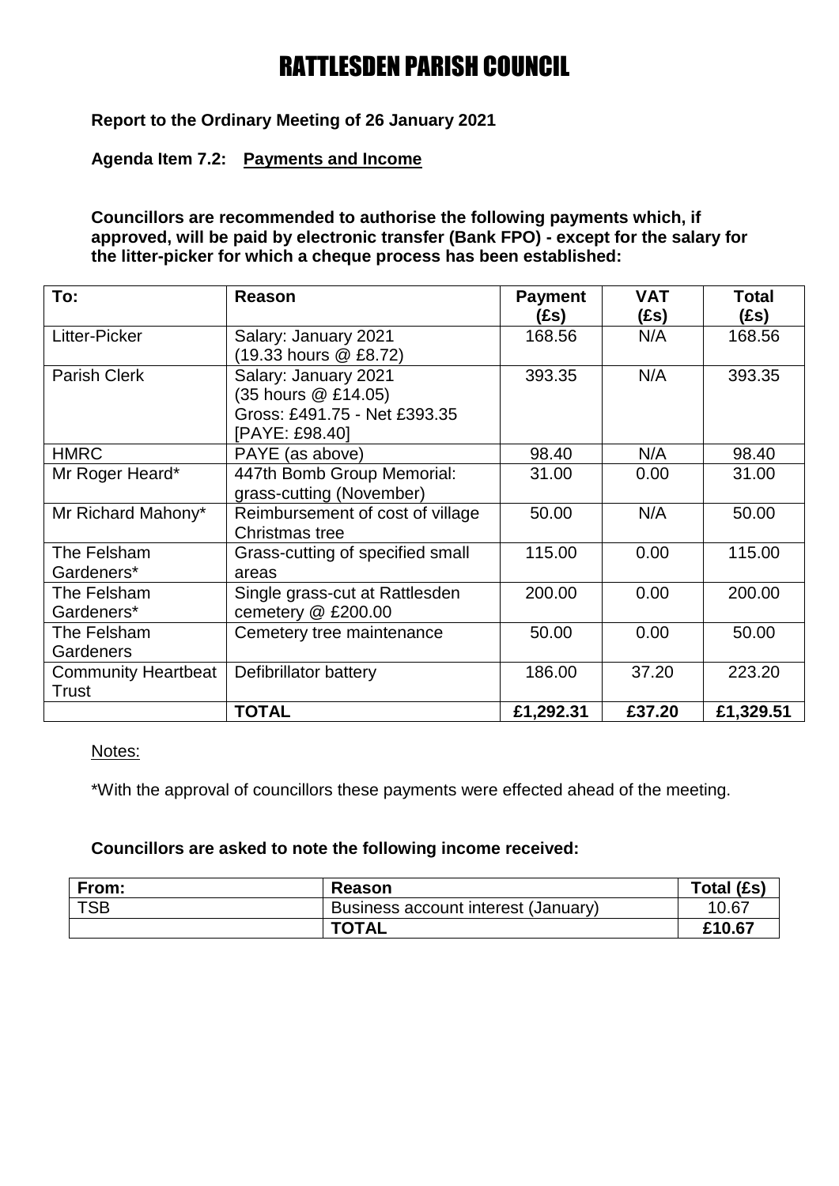# RATTLESDEN PARISH COUNCIL

**Report to the Ordinary Meeting of 26 January 2021**

**Agenda Item 7.2: Payments and Income**

**Councillors are recommended to authorise the following payments which, if approved, will be paid by electronic transfer (Bank FPO) - except for the salary for the litter-picker for which a cheque process has been established:**

| To: | Reason | Payment (£s) | VAT (£s) | Total (£s) |
|---|---|---|---|---|
| Litter-Picker | Salary: January 2021 (19.33 hours @ £8.72) | 168.56 | N/A | 168.56 |
| Parish Clerk | Salary: January 2021 (35 hours @ £14.05) Gross: £491.75 - Net £393.35 [PAYE: £98.40] | 393.35 | N/A | 393.35 |
| HMRC | PAYE (as above) | 98.40 | N/A | 98.40 |
| Mr Roger Heard* | 447th Bomb Group Memorial: grass-cutting (November) | 31.00 | 0.00 | 31.00 |
| Mr Richard Mahony* | Reimbursement of cost of village Christmas tree | 50.00 | N/A | 50.00 |
| The Felsham Gardeners* | Grass-cutting of specified small areas | 115.00 | 0.00 | 115.00 |
| The Felsham Gardeners* | Single grass-cut at Rattlesden cemetery @ £200.00 | 200.00 | 0.00 | 200.00 |
| The Felsham Gardeners | Cemetery tree maintenance | 50.00 | 0.00 | 50.00 |
| Community Heartbeat Trust | Defibrillator battery | 186.00 | 37.20 | 223.20 |
| | **TOTAL** | **£1,292.31** | **£37.20** | **£1,329.51** |

Notes:

*With the approval of councillors these payments were effected ahead of the meeting.

**Councillors are asked to note the following income received:**

| From: | Reason | Total (£s) |
|---|---|---|
| TSB | Business account interest (January) | 10.67 |
| | **TOTAL** | **£10.67** |